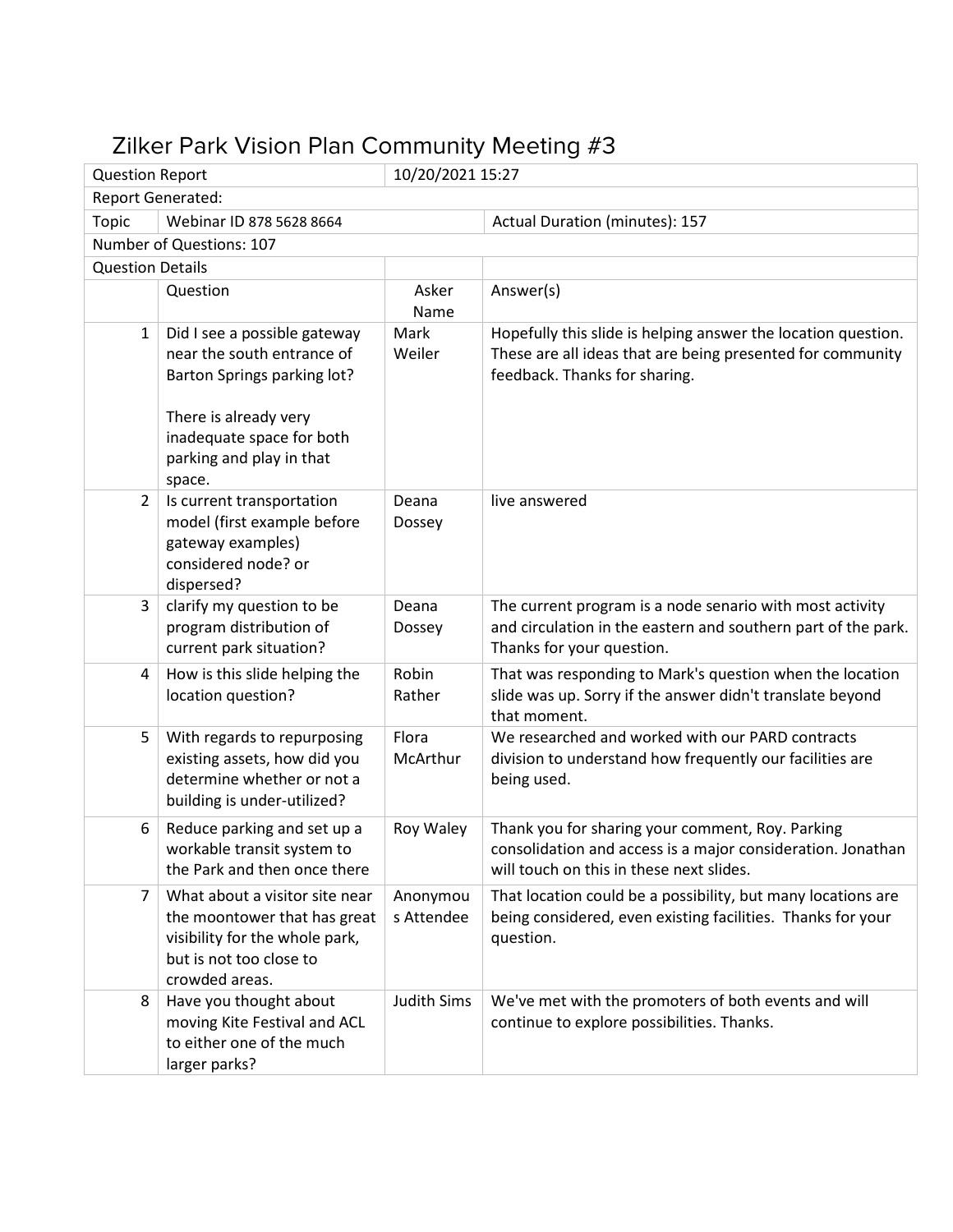# Zilker Park Vision Plan Community Meeting #3

| Question Report | 10/20/2021 15:27 | | |
|---|---|---|---|
| Report Generated: | | | |
| Topic | Webinar ID 878 5628 8664 | | Actual Duration (minutes): 157 |
| Number of Questions: 107 | | | |
| Question Details | | | |
| | Question | Asker Name | Answer(s) |
| 1 | Did I see a possible gateway near the south entrance of Barton Springs parking lot?<br><br>There is already very inadequate space for both parking and play in that space. | Mark Weiler | Hopefully this slide is helping answer the location question. These are all ideas that are being presented for community feedback. Thanks for sharing. |
| 2 | Is current transportation model (first example before gateway examples) considered node? or dispersed? | Deana Dossey | live answered |
| 3 | clarify my question to be program distribution of current park situation? | Deana Dossey | The current program is a node senario with most activity and circulation in the eastern and southern part of the park. Thanks for your question. |
| 4 | How is this slide helping the location question? | Robin Rather | That was responding to Mark's question when the location slide was up. Sorry if the answer didn't translate beyond that moment. |
| 5 | With regards to repurposing existing assets, how did you determine whether or not a building is under-utilized? | Flora McArthur | We researched and worked with our PARD contracts division to understand how frequently our facilities are being used. |
| 6 | Reduce parking and set up a workable transit system to the Park and then once there | Roy Waley | Thank you for sharing your comment, Roy. Parking consolidation and access is a major consideration. Jonathan will touch on this in these next slides. |
| 7 | What about a visitor site near the moontower that has great visibility for the whole park, but is not too close to crowded areas. | Anonymous Attendee | That location could be a possibility, but many locations are being considered, even existing facilities. Thanks for your question. |
| 8 | Have you thought about moving Kite Festival and ACL to either one of the much larger parks? | Judith Sims | We've met with the promoters of both events and will continue to explore possibilities. Thanks. |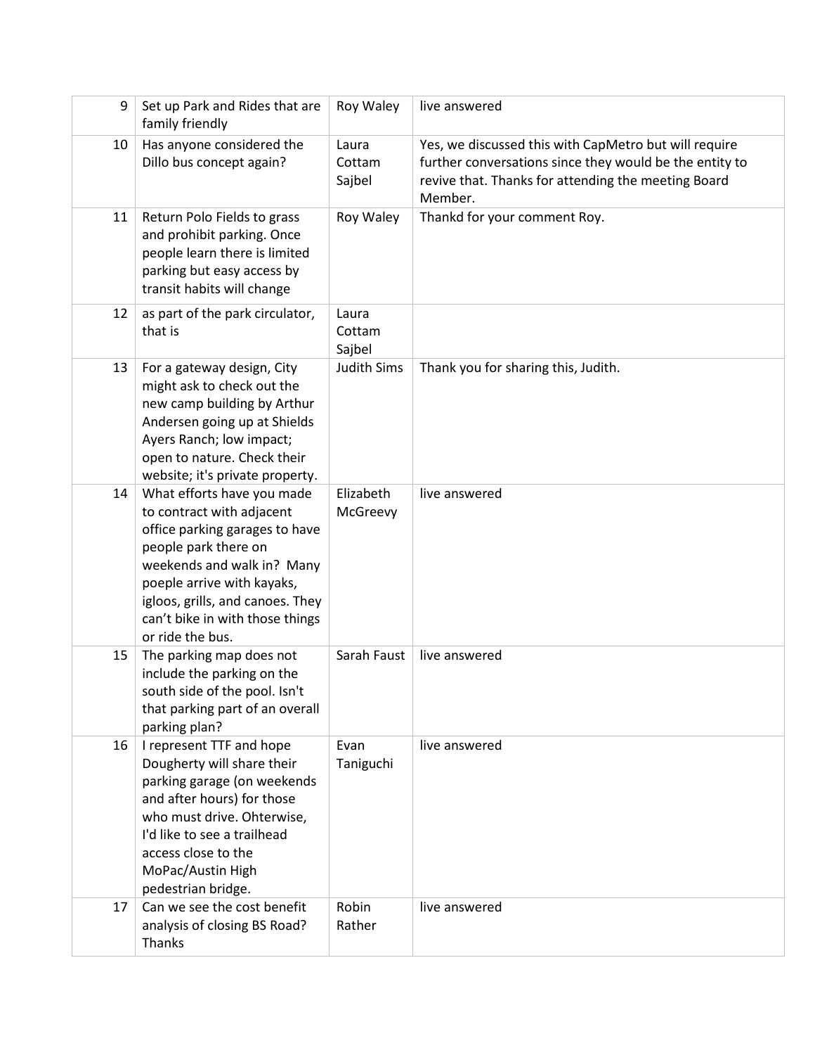| 9 | Set up Park and Rides that are family friendly | Roy Waley | live answered |
|---|---|---|---|
| 10 | Has anyone considered the Dillo bus concept again? | Laura Cottam Sajbel | Yes, we discussed this with CapMetro but will require further conversations since they would be the entity to revive that. Thanks for attending the meeting Board Member. |
| 11 | Return Polo Fields to grass and prohibit parking. Once people learn there is limited parking but easy access by transit habits will change | Roy Waley | Thankd for your comment Roy. |
| 12 | as part of the park circulator, that is | Laura Cottam Sajbel | |
| 13 | For a gateway design, City might ask to check out the new camp building by Arthur Andersen going up at Shields Ayers Ranch; low impact; open to nature. Check their website; it's private property. | Judith Sims | Thank you for sharing this, Judith. |
| 14 | What efforts have you made to contract with adjacent office parking garages to have people park there on weekends and walk in? Many poeple arrive with kayaks, igloos, grills, and canoes. They can't bike in with those things or ride the bus. | Elizabeth McGreevy | live answered |
| 15 | The parking map does not include the parking on the south side of the pool. Isn't that parking part of an overall parking plan? | Sarah Faust | live answered |
| 16 | I represent TTF and hope Dougherty will share their parking garage (on weekends and after hours) for those who must drive. Ohterwise, I'd like to see a trailhead access close to the MoPac/Austin High pedestrian bridge. | Evan Taniguchi | live answered |
| 17 | Can we see the cost benefit analysis of closing BS Road? Thanks | Robin Rather | live answered |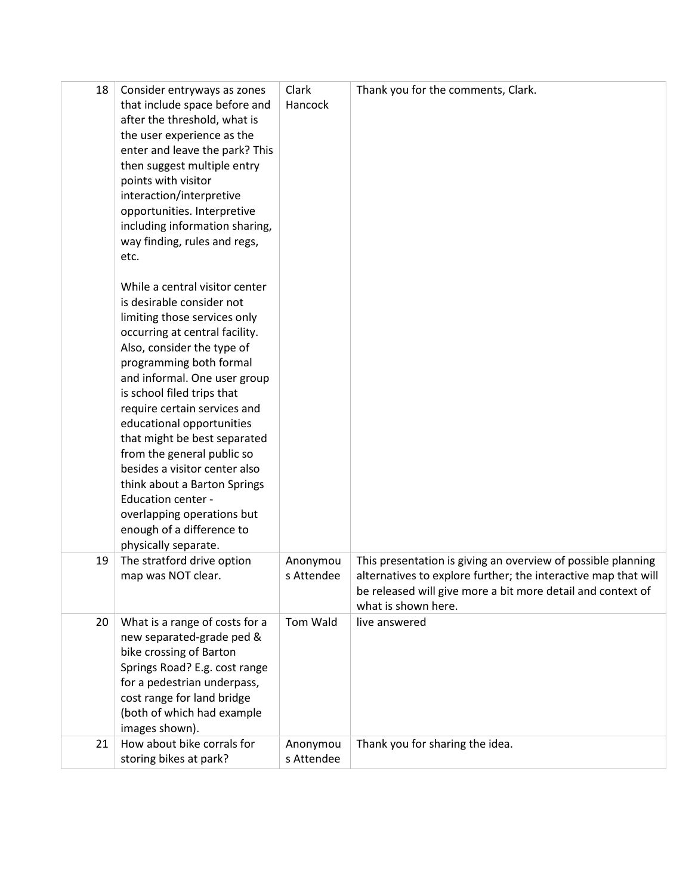| | | | |
|---|---|---|---|
| 18 | Consider entryways as zones that include space before and after the threshold, what is the user experience as the enter and leave the park? This then suggest multiple entry points with visitor interaction/interpretive opportunities. Interpretive including information sharing, way finding, rules and regs, etc.<br><br>While a central visitor center is desirable consider not limiting those services only occurring at central facility. Also, consider the type of programming both formal and informal. One user group is school filed trips that require certain services and educational opportunities that might be best separated from the general public so besides a visitor center also think about a Barton Springs Education center - overlapping operations but enough of a difference to physically separate. | Clark Hancock | Thank you for the comments, Clark. |
| 19 | The stratford drive option map was NOT clear. | Anonymous Attendee | This presentation is giving an overview of possible planning alternatives to explore further; the interactive map that will be released will give more a bit more detail and context of what is shown here. |
| 20 | What is a range of costs for a new separated-grade ped & bike crossing of Barton Springs Road? E.g. cost range for a pedestrian underpass, cost range for land bridge (both of which had example images shown). | Tom Wald | live answered |
| 21 | How about bike corrals for storing bikes at park? | Anonymous Attendee | Thank you for sharing the idea. |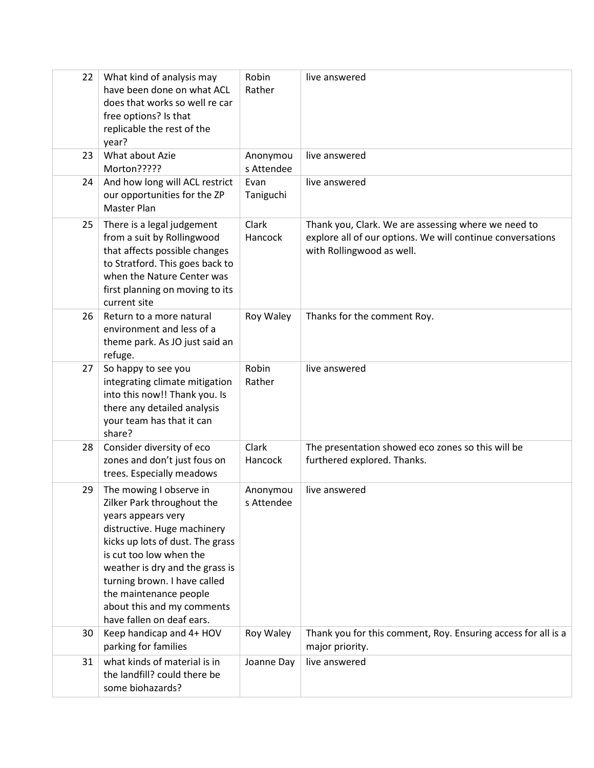| | | | |
|---|---|---|---|
| 22 | What kind of analysis may have been done on what ACL does that works so well re car free options? Is that replicable the rest of the year? | Robin Rather | live answered |
| 23 | What about Azie Morton????? | Anonymous Attendee | live answered |
| 24 | And how long will ACL restrict our opportunities for the ZP Master Plan | Evan Taniguchi | live answered |
| 25 | There is a legal judgement from a suit by Rollingwood that affects possible changes to Stratford. This goes back to when the Nature Center was first planning on moving to its current site | Clark Hancock | Thank you, Clark. We are assessing where we need to explore all of our options. We will continue conversations with Rollingwood as well. |
| 26 | Return to a more natural environment and less of a theme park. As JO just said an refuge. | Roy Waley | Thanks for the comment Roy. |
| 27 | So happy to see you integrating climate mitigation into this now!! Thank you. Is there any detailed analysis your team has that it can share? | Robin Rather | live answered |
| 28 | Consider diversity of eco zones and don't just fous on trees. Especially meadows | Clark Hancock | The presentation showed eco zones so this will be furthered explored. Thanks. |
| 29 | The mowing I observe in Zilker Park throughout the years appears very distructive. Huge machinery kicks up lots of dust. The grass is cut too low when the weather is dry and the grass is turning brown. I have called the maintenance people about this and my comments have fallen on deaf ears. | Anonymous Attendee | live answered |
| 30 | Keep handicap and 4+ HOV parking for families | Roy Waley | Thank you for this comment, Roy. Ensuring access for all is a major priority. |
| 31 | what kinds of material is in the landfill? could there be some biohazards? | Joanne Day | live answered |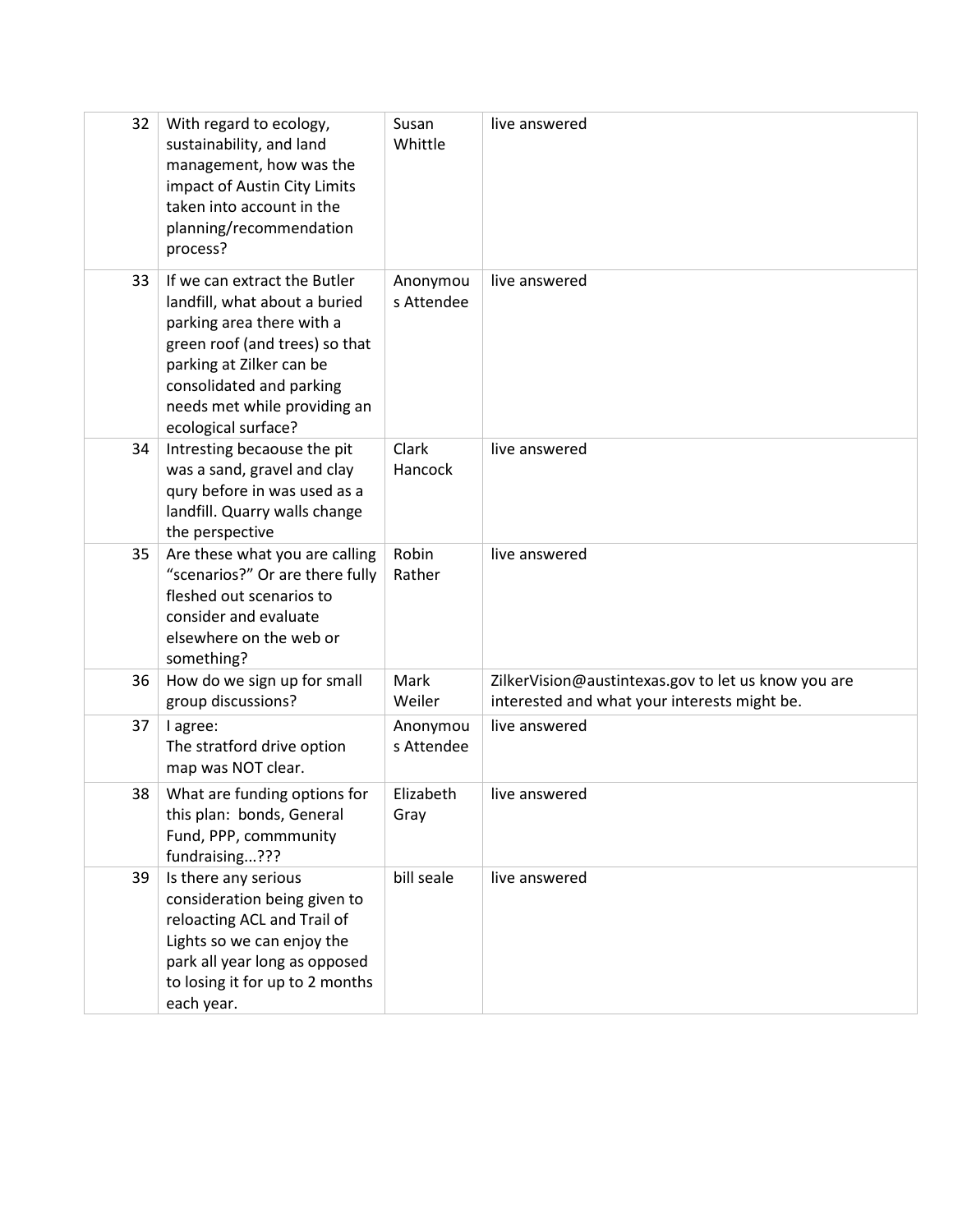| 32 | With regard to ecology, sustainability, and land management, how was the impact of Austin City Limits taken into account in the planning/recommendation process? | Susan Whittle | live answered |
|---|---|---|---|
| 33 | If we can extract the Butler landfill, what about a buried parking area there with a green roof (and trees) so that parking at Zilker can be consolidated and parking needs met while providing an ecological surface? | Anonymous Attendee | live answered |
| 34 | Intresting becaouse the pit was a sand, gravel and clay qury before in was used as a landfill. Quarry walls change the perspective | Clark Hancock | live answered |
| 35 | Are these what you are calling "scenarios?" Or are there fully fleshed out scenarios to consider and evaluate elsewhere on the web or something? | Robin Rather | live answered |
| 36 | How do we sign up for small group discussions? | Mark Weiler | ZilkerVision@austintexas.gov to let us know you are interested and what your interests might be. |
| 37 | I agree: The stratford drive option map was NOT clear. | Anonymous Attendee | live answered |
| 38 | What are funding options for this plan: bonds, General Fund, PPP, commmunity fundraising...??? | Elizabeth Gray | live answered |
| 39 | Is there any serious consideration being given to reloacting ACL and Trail of Lights so we can enjoy the park all year long as opposed to losing it for up to 2 months each year. | bill seale | live answered |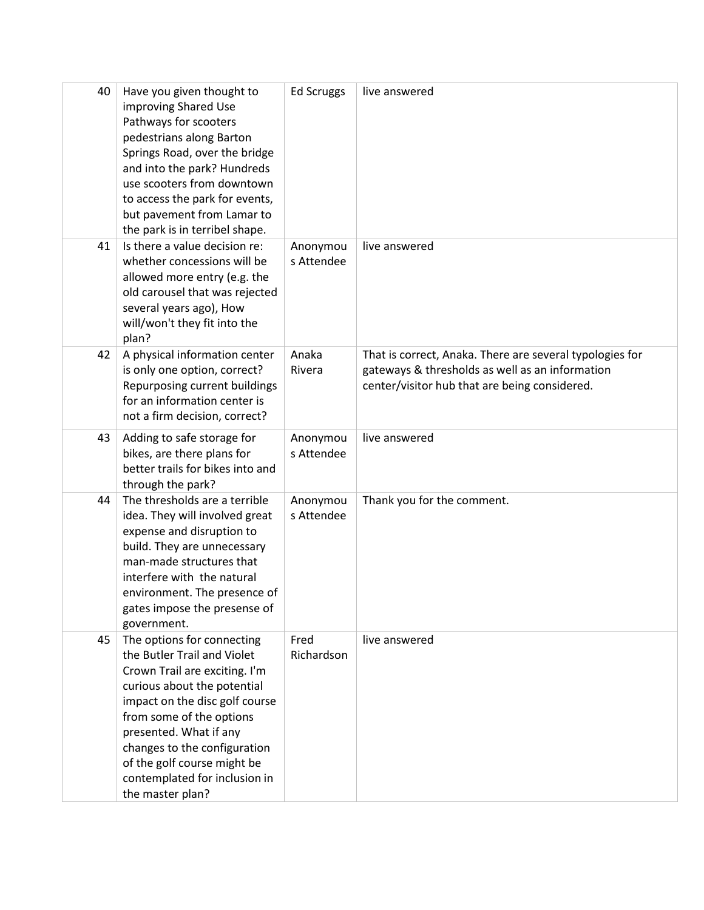| 40 | Have you given thought to improving Shared Use Pathways for scooters pedestrians along Barton Springs Road, over the bridge and into the park? Hundreds use scooters from downtown to access the park for events, but pavement from Lamar to the park is in terribel shape. | Ed Scruggs | live answered |
|---|---|---|---|
| 41 | Is there a value decision re: whether concessions will be allowed more entry (e.g. the old carousel that was rejected several years ago), How will/won't they fit into the plan? | Anonymous Attendee | live answered |
| 42 | A physical information center is only one option, correct? Repurposing current buildings for an information center is not a firm decision, correct? | Anaka Rivera | That is correct, Anaka. There are several typologies for gateways & thresholds as well as an information center/visitor hub that are being considered. |
| 43 | Adding to safe storage for bikes, are there plans for better trails for bikes into and through the park? | Anonymous Attendee | live answered |
| 44 | The thresholds are a terrible idea. They will involved great expense and disruption to build. They are unnecessary man-made structures that interfere with the natural environment. The presence of gates impose the presense of government. | Anonymous Attendee | Thank you for the comment. |
| 45 | The options for connecting the Butler Trail and Violet Crown Trail are exciting. I'm curious about the potential impact on the disc golf course from some of the options presented. What if any changes to the configuration of the golf course might be contemplated for inclusion in the master plan? | Fred Richardson | live answered |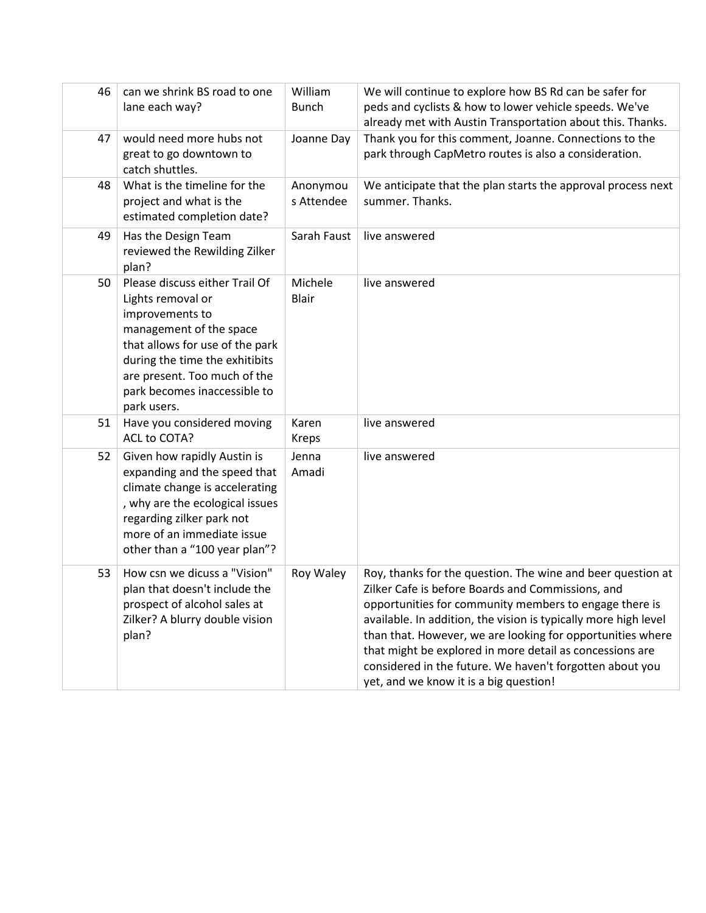| 46 | can we shrink BS road to one lane each way? | William Bunch | We will continue to explore how BS Rd can be safer for peds and cyclists & how to lower vehicle speeds. We've already met with Austin Transportation about this. Thanks. |
|---|---|---|---|
| 47 | would need more hubs not great to go downtown to catch shuttles. | Joanne Day | Thank you for this comment, Joanne. Connections to the park through CapMetro routes is also a consideration. |
| 48 | What is the timeline for the project and what is the estimated completion date? | Anonymous Attendee | We anticipate that the plan starts the approval process next summer. Thanks. |
| 49 | Has the Design Team reviewed the Rewilding Zilker plan? | Sarah Faust | live answered |
| 50 | Please discuss either Trail Of Lights removal or improvements to management of the space that allows for use of the park during the time the exhitibits are present. Too much of the park becomes inaccessible to park users. | Michele Blair | live answered |
| 51 | Have you considered moving ACL to COTA? | Karen Kreps | live answered |
| 52 | Given how rapidly Austin is expanding and the speed that climate change is accelerating , why are the ecological issues regarding zilker park not more of an immediate issue other than a "100 year plan"? | Jenna Amadi | live answered |
| 53 | How csn we dicuss a "Vision" plan that doesn't include the prospect of alcohol sales at Zilker? A blurry double vision plan? | Roy Waley | Roy, thanks for the question. The wine and beer question at Zilker Cafe is before Boards and Commissions, and opportunities for community members to engage there is available. In addition, the vision is typically more high level than that. However, we are looking for opportunities where that might be explored in more detail as concessions are considered in the future. We haven't forgotten about you yet, and we know it is a big question! |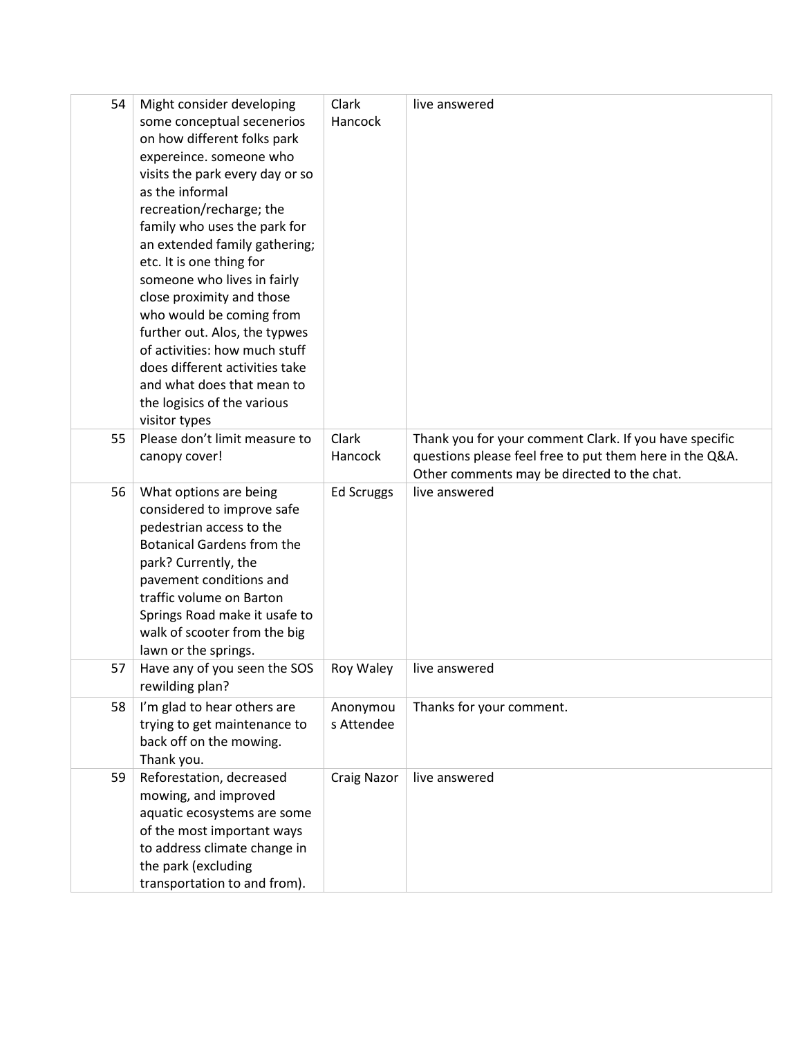| 54 | Might consider developing some conceptual secenerios on how different folks park expereince. someone who visits the park every day or so as the informal recreation/recharge; the family who uses the park for an extended family gathering; etc. It is one thing for someone who lives in fairly close proximity and those who would be coming from further out. Alos, the typwes of activities: how much stuff does different activities take and what does that mean to the logisics of the various visitor types | Clark Hancock | live answered |
|---|---|---|---|
| 55 | Please don't limit measure to canopy cover! | Clark Hancock | Thank you for your comment Clark. If you have specific questions please feel free to put them here in the Q&A. Other comments may be directed to the chat. |
| 56 | What options are being considered to improve safe pedestrian access to the Botanical Gardens from the park? Currently, the pavement conditions and traffic volume on Barton Springs Road make it usafe to walk of scooter from the big lawn or the springs. | Ed Scruggs | live answered |
| 57 | Have any of you seen the SOS rewilding plan? | Roy Waley | live answered |
| 58 | I'm glad to hear others are trying to get maintenance to back off on the mowing. Thank you. | Anonymous Attendee | Thanks for your comment. |
| 59 | Reforestation, decreased mowing, and improved aquatic ecosystems are some of the most important ways to address climate change in the park (excluding transportation to and from). | Craig Nazor | live answered |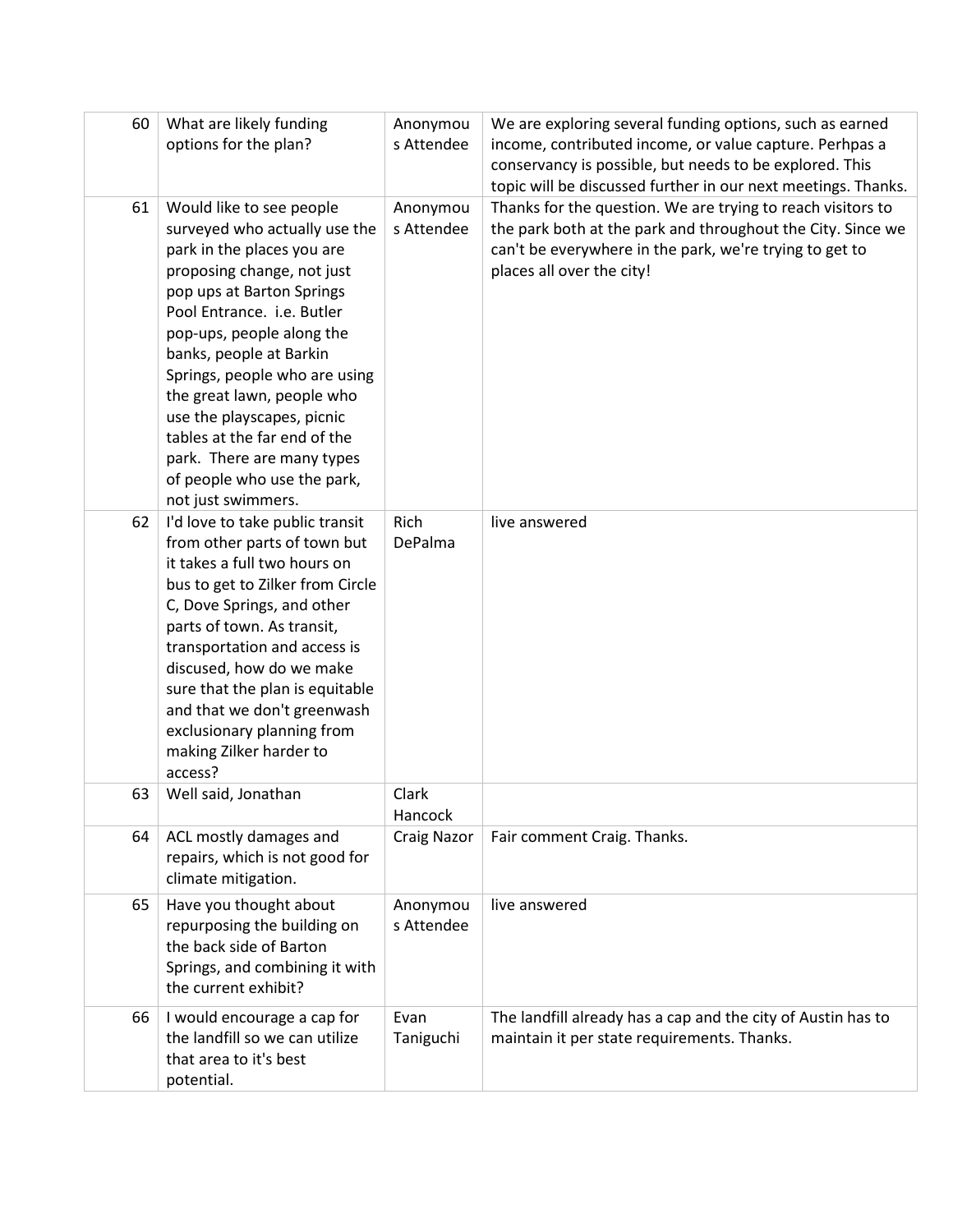| 60 | What are likely funding options for the plan? | Anonymous Attendee | We are exploring several funding options, such as earned income, contributed income, or value capture. Perhpas a conservancy is possible, but needs to be explored. This topic will be discussed further in our next meetings. Thanks. |
|---|---|---|---|
| 61 | Would like to see people surveyed who actually use the park in the places you are proposing change, not just pop ups at Barton Springs Pool Entrance. i.e. Butler pop-ups, people along the banks, people at Barkin Springs, people who are using the great lawn, people who use the playscapes, picnic tables at the far end of the park. There are many types of people who use the park, not just swimmers. | Anonymous Attendee | Thanks for the question. We are trying to reach visitors to the park both at the park and throughout the City. Since we can't be everywhere in the park, we're trying to get to places all over the city! |
| 62 | I'd love to take public transit from other parts of town but it takes a full two hours on bus to get to Zilker from Circle C, Dove Springs, and other parts of town. As transit, transportation and access is discused, how do we make sure that the plan is equitable and that we don't greenwash exclusionary planning from making Zilker harder to access? | Rich DePalma | live answered |
| 63 | Well said, Jonathan | Clark Hancock | |
| 64 | ACL mostly damages and repairs, which is not good for climate mitigation. | Craig Nazor | Fair comment Craig. Thanks. |
| 65 | Have you thought about repurposing the building on the back side of Barton Springs, and combining it with the current exhibit? | Anonymous Attendee | live answered |
| 66 | I would encourage a cap for the landfill so we can utilize that area to it's best potential. | Evan Taniguchi | The landfill already has a cap and the city of Austin has to maintain it per state requirements. Thanks. |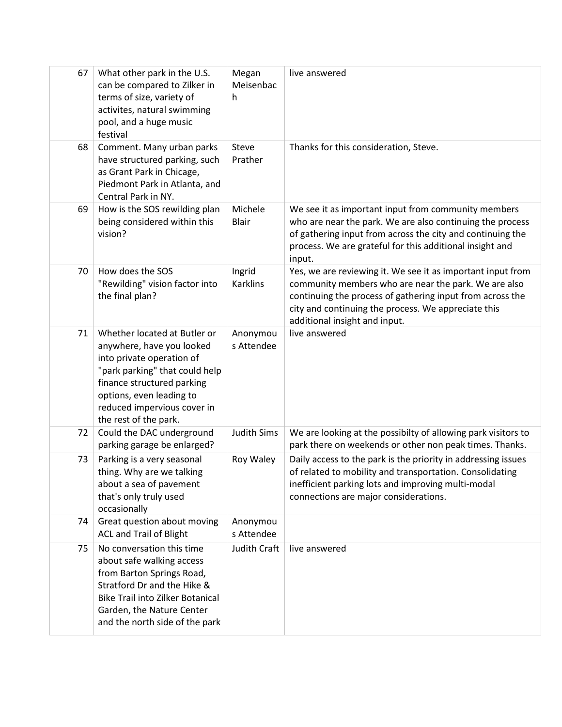| 67 | What other park in the U.S. can be compared to Zilker in terms of size, variety of activites, natural swimming pool, and a huge music festival | Megan Meisenbach | live answered |
|---|---|---|---|
| 68 | Comment. Many urban parks have structured parking, such as Grant Park in Chicage, Piedmont Park in Atlanta, and Central Park in NY. | Steve Prather | Thanks for this consideration, Steve. |
| 69 | How is the SOS rewilding plan being considered within this vision? | Michele Blair | We see it as important input from community members who are near the park. We are also continuing the process of gathering input from across the city and continuing the process. We are grateful for this additional insight and input. |
| 70 | How does the SOS "Rewilding" vision factor into the final plan? | Ingrid Karklins | Yes, we are reviewing it. We see it as important input from community members who are near the park. We are also continuing the process of gathering input from across the city and continuing the process. We appreciate this additional insight and input. |
| 71 | Whether located at Butler or anywhere, have you looked into private operation of "park parking" that could help finance structured parking options, even leading to reduced impervious cover in the rest of the park. | Anonymous Attendee | live answered |
| 72 | Could the DAC underground parking garage be enlarged? | Judith Sims | We are looking at the possibilty of allowing park visitors to park there on weekends or other non peak times. Thanks. |
| 73 | Parking is a very seasonal thing. Why are we talking about a sea of pavement that's only truly used occasionally | Roy Waley | Daily access to the park is the priority in addressing issues of related to mobility and transportation. Consolidating inefficient parking lots and improving multi-modal connections are major considerations. |
| 74 | Great question about moving ACL and Trail of Blight | Anonymous Attendee | |
| 75 | No conversation this time about safe walking access from Barton Springs Road, Stratford Dr and the Hike & Bike Trail into Zilker Botanical Garden, the Nature Center and the north side of the park | Judith Craft | live answered |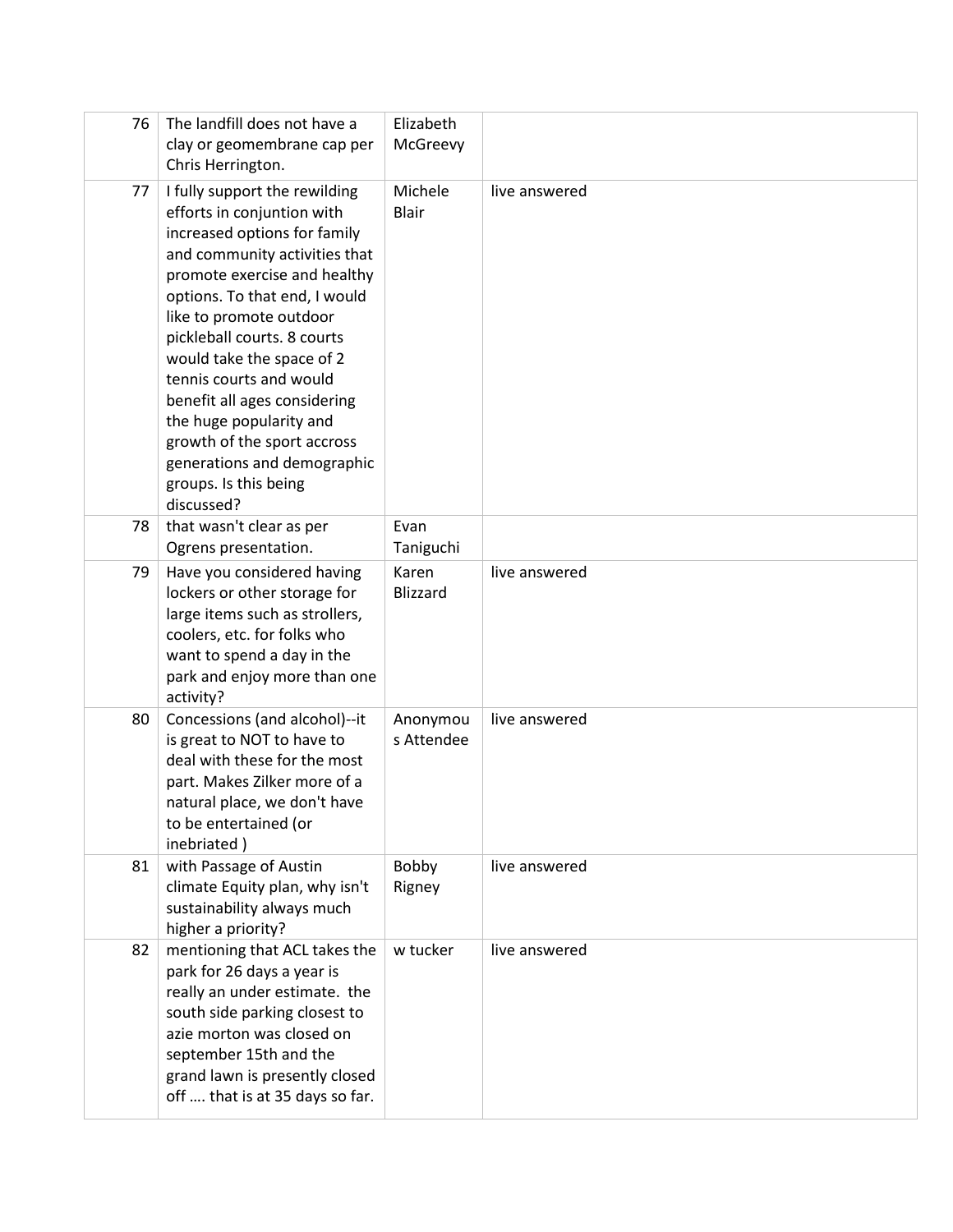| | | | |
|---|---|---|---|
| 76 | The landfill does not have a clay or geomembrane cap per Chris Herrington. | Elizabeth McGreevy | |
| 77 | I fully support the rewilding efforts in conjuntion with increased options for family and community activities that promote exercise and healthy options. To that end, I would like to promote outdoor pickleball courts. 8 courts would take the space of 2 tennis courts and would benefit all ages considering the huge popularity and growth of the sport accross generations and demographic groups. Is this being discussed? | Michele Blair | live answered |
| 78 | that wasn't clear as per Ogrens presentation. | Evan Taniguchi | |
| 79 | Have you considered having lockers or other storage for large items such as strollers, coolers, etc. for folks who want to spend a day in the park and enjoy more than one activity? | Karen Blizzard | live answered |
| 80 | Concessions (and alcohol)--it is great to NOT to have to deal with these for the most part. Makes Zilker more of a natural place, we don't have to be entertained (or inebriated ) | Anonymous Attendee | live answered |
| 81 | with Passage of Austin climate Equity plan, why isn't sustainability always much higher a priority? | Bobby Rigney | live answered |
| 82 | mentioning that ACL takes the park for 26 days a year is really an under estimate. the south side parking closest to azie morton was closed on september 15th and the grand lawn is presently closed off …. that is at 35 days so far. | w tucker | live answered |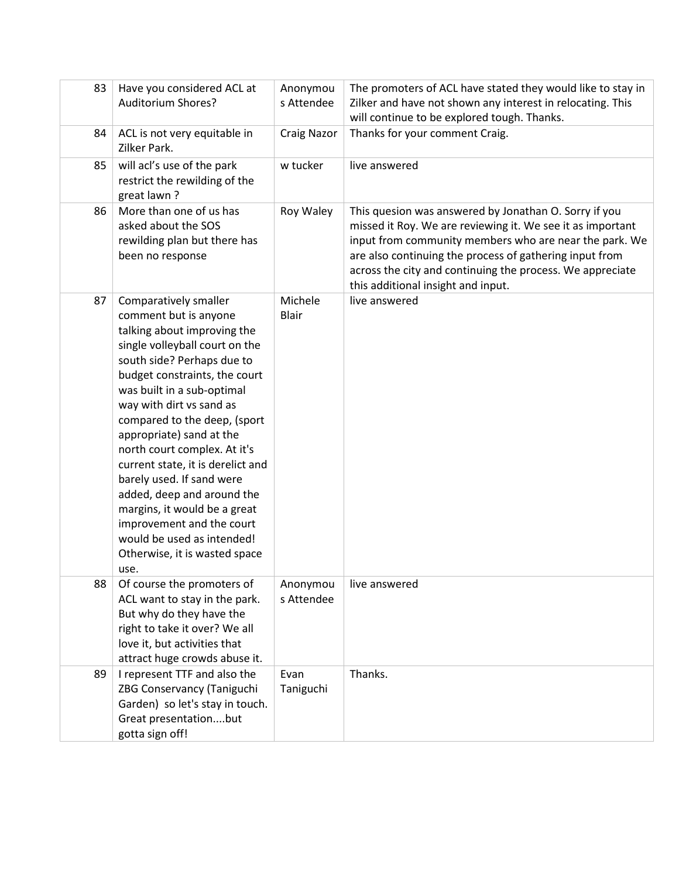| | | | |
|---|---|---|---|
| 83 | Have you considered ACL at Auditorium Shores? | Anonymous Attendee | The promoters of ACL have stated they would like to stay in Zilker and have not shown any interest in relocating. This will continue to be explored tough. Thanks. |
| 84 | ACL is not very equitable in Zilker Park. | Craig Nazor | Thanks for your comment Craig. |
| 85 | will acl's use of the park restrict the rewilding of the great lawn ? | w tucker | live answered |
| 86 | More than one of us has asked about the SOS rewilding plan but there has been no response | Roy Waley | This quesion was answered by Jonathan O. Sorry if you missed it Roy. We are reviewing it. We see it as important input from community members who are near the park. We are also continuing the process of gathering input from across the city and continuing the process. We appreciate this additional insight and input. |
| 87 | Comparatively smaller comment but is anyone talking about improving the single volleyball court on the south side? Perhaps due to budget constraints, the court was built in a sub-optimal way with dirt vs sand as compared to the deep, (sport appropriate) sand at the north court complex. At it's current state, it is derelict and barely used. If sand were added, deep and around the margins, it would be a great improvement and the court would be used as intended! Otherwise, it is wasted space use. | Michele Blair | live answered |
| 88 | Of course the promoters of ACL want to stay in the park. But why do they have the right to take it over? We all love it, but activities that attract huge crowds abuse it. | Anonymous Attendee | live answered |
| 89 | I represent TTF and also the ZBG Conservancy (Taniguchi Garden) so let's stay in touch. Great presentation....but gotta sign off! | Evan Taniguchi | Thanks. |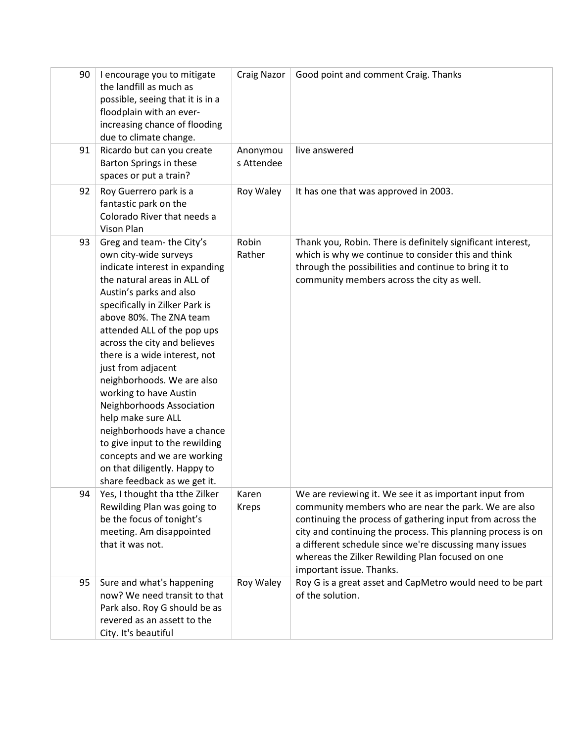| 90 | I encourage you to mitigate the landfill as much as possible, seeing that it is in a floodplain with an ever-increasing chance of flooding due to climate change. | Craig Nazor | Good point and comment Craig. Thanks |
|---|---|---|---|
| 91 | Ricardo but can you create Barton Springs in these spaces or put a train? | Anonymous Attendee | live answered |
| 92 | Roy Guerrero park is a fantastic park on the Colorado River that needs a Vison Plan | Roy Waley | It has one that was approved in 2003. |
| 93 | Greg and team- the City's own city-wide surveys indicate interest in expanding the natural areas in ALL of Austin's parks and also specifically in Zilker Park is above 80%. The ZNA team attended ALL of the pop ups across the city and believes there is a wide interest, not just from adjacent neighborhoods. We are also working to have Austin Neighborhoods Association help make sure ALL neighborhoods have a chance to give input to the rewilding concepts and we are working on that diligently. Happy to share feedback as we get it. | Robin Rather | Thank you, Robin. There is definitely significant interest, which is why we continue to consider this and think through the possibilities and continue to bring it to community members across the city as well. |
| 94 | Yes, I thought tha tthe Zilker Rewilding Plan was going to be the focus of tonight's meeting. Am disappointed that it was not. | Karen Kreps | We are reviewing it. We see it as important input from community members who are near the park. We are also continuing the process of gathering input from across the city and continuing the process. This planning process is on a different schedule since we're discussing many issues whereas the Zilker Rewilding Plan focused on one important issue. Thanks. |
| 95 | Sure and what's happening now? We need transit to that Park also. Roy G should be as revered as an assett to the City. It's beautiful | Roy Waley | Roy G is a great asset and CapMetro would need to be part of the solution. |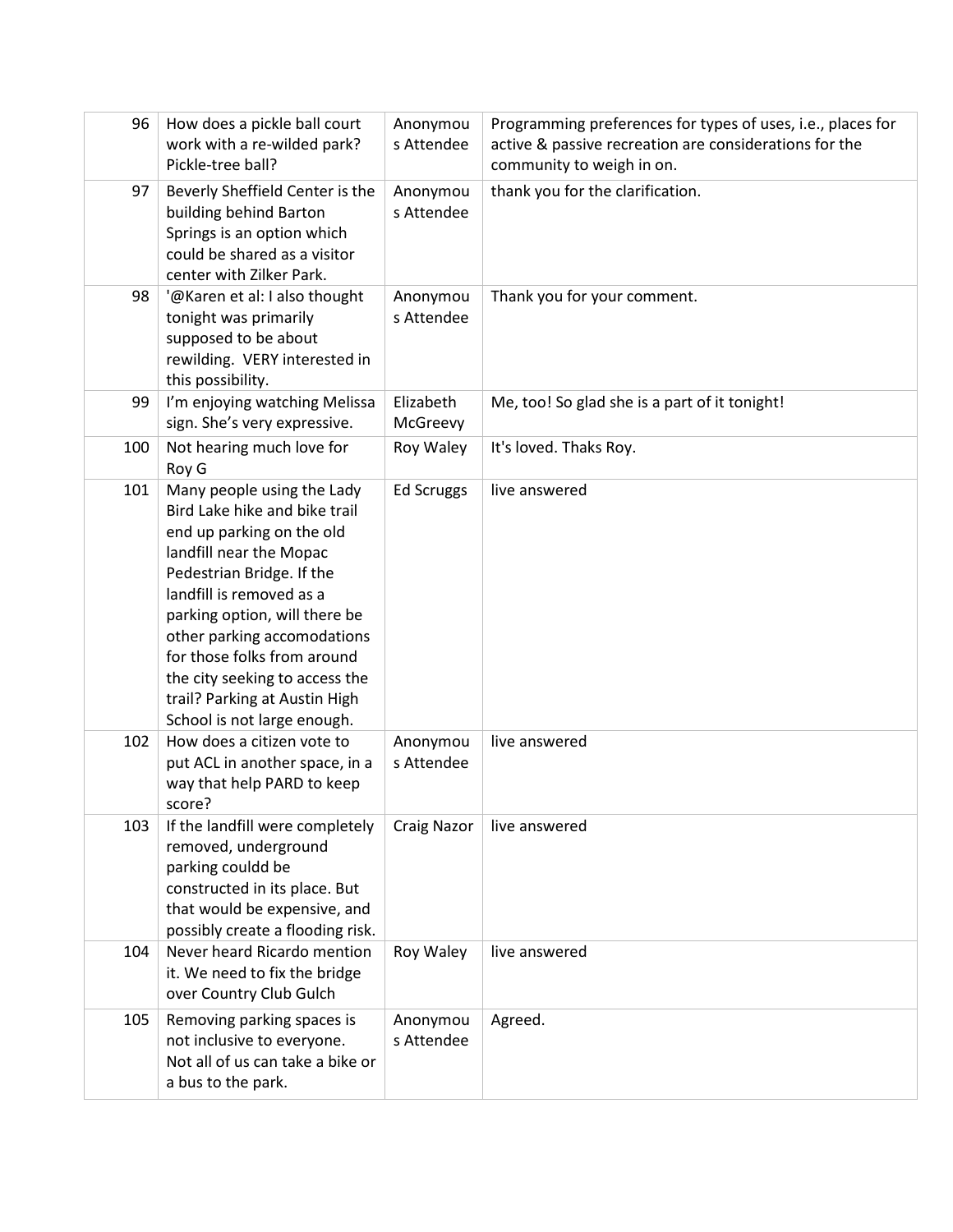| 96 | How does a pickle ball court work with a re-wilded park? Pickle-tree ball? | Anonymous Attendee | Programming preferences for types of uses, i.e., places for active & passive recreation are considerations for the community to weigh in on. |
|---|---|---|---|
| 97 | Beverly Sheffield Center is the building behind Barton Springs is an option which could be shared as a visitor center with Zilker Park. | Anonymous Attendee | thank you for the clarification. |
| 98 | '@Karen et al: I also thought tonight was primarily supposed to be about rewilding. VERY interested in this possibility. | Anonymous Attendee | Thank you for your comment. |
| 99 | I'm enjoying watching Melissa sign. She's very expressive. | Elizabeth McGreevy | Me, too! So glad she is a part of it tonight! |
| 100 | Not hearing much love for Roy G | Roy Waley | It's loved. Thaks Roy. |
| 101 | Many people using the Lady Bird Lake hike and bike trail end up parking on the old landfill near the Mopac Pedestrian Bridge. If the landfill is removed as a parking option, will there be other parking accomodations for those folks from around the city seeking to access the trail? Parking at Austin High School is not large enough. | Ed Scruggs | live answered |
| 102 | How does a citizen vote to put ACL in another space, in a way that help PARD to keep score? | Anonymous Attendee | live answered |
| 103 | If the landfill were completely removed, underground parking couldd be constructed in its place. But that would be expensive, and possibly create a flooding risk. | Craig Nazor | live answered |
| 104 | Never heard Ricardo mention it. We need to fix the bridge over Country Club Gulch | Roy Waley | live answered |
| 105 | Removing parking spaces is not inclusive to everyone. Not all of us can take a bike or a bus to the park. | Anonymous Attendee | Agreed. |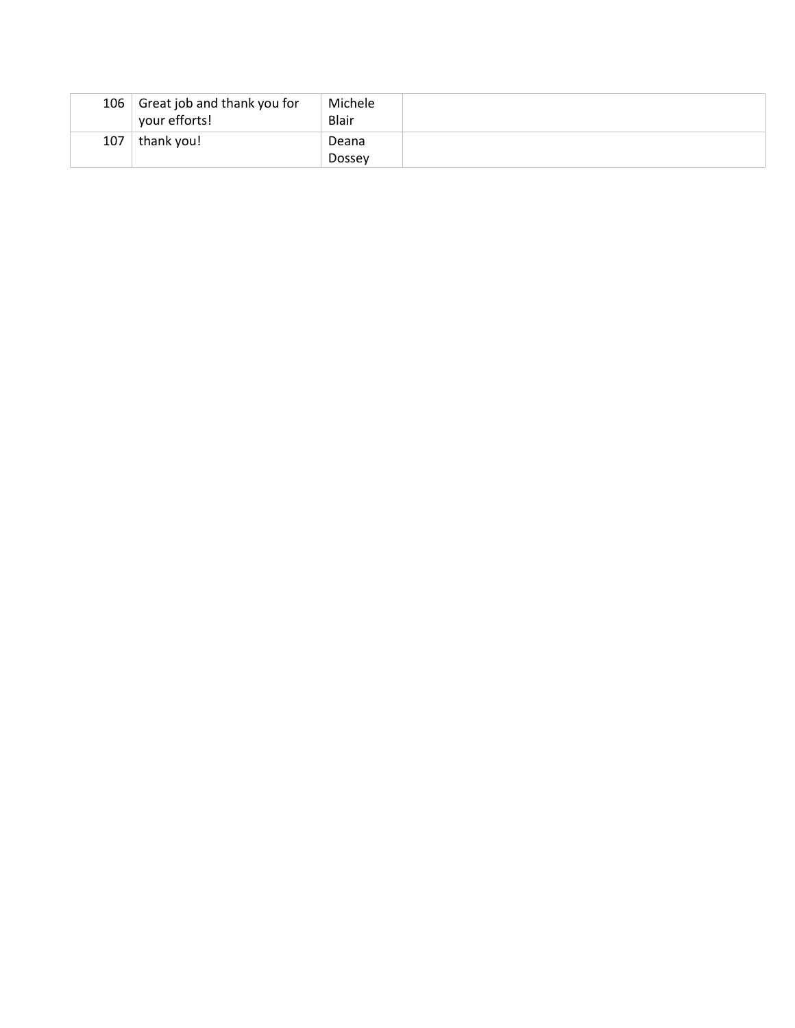| | | | |
|---|---|---|---|
| 106 | Great job and thank you for your efforts! | Michele Blair | |
| 107 | thank you! | Deana Dossey | |